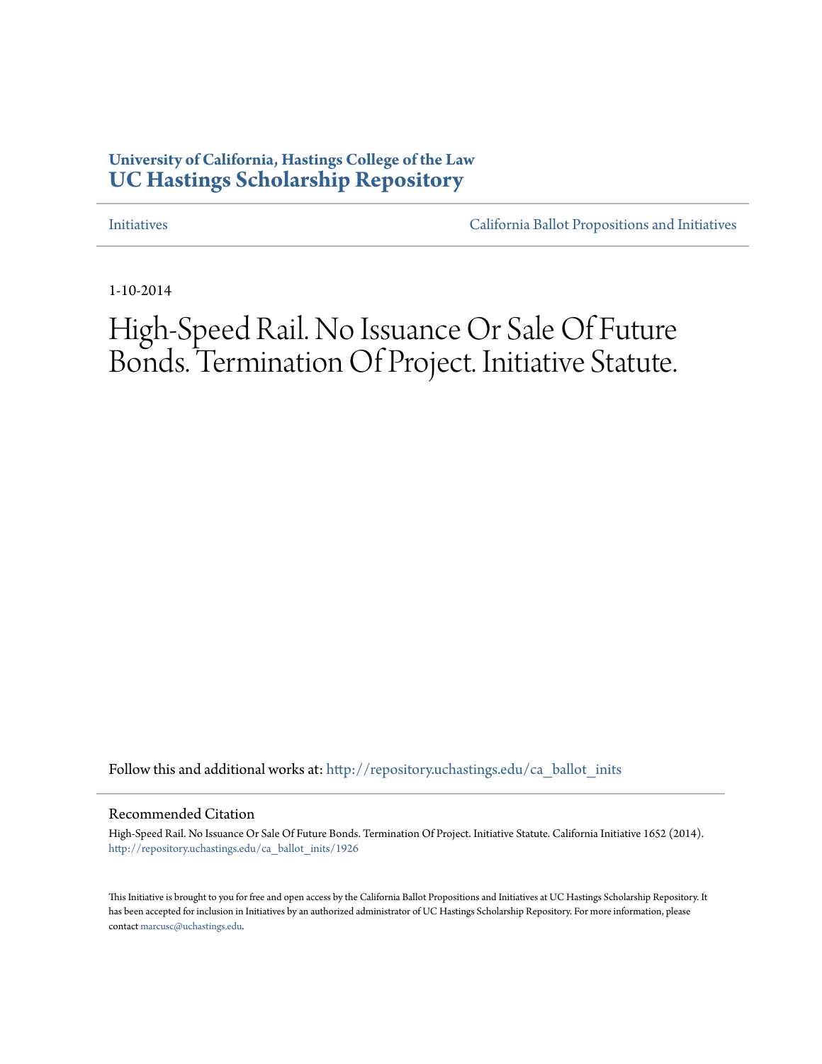**University of California, Hastings College of the Law**
**UC Hastings Scholarship Repository**

Initiatives | California Ballot Propositions and Initiatives

1-10-2014

# High-Speed Rail. No Issuance Or Sale Of Future Bonds. Termination Of Project. Initiative Statute.

Follow this and additional works at: http://repository.uchastings.edu/ca_ballot_inits

## Recommended Citation

High-Speed Rail. No Issuance Or Sale Of Future Bonds. Termination Of Project. Initiative Statute. California Initiative 1652 (2014).
http://repository.uchastings.edu/ca_ballot_inits/1926

This Initiative is brought to you for free and open access by the California Ballot Propositions and Initiatives at UC Hastings Scholarship Repository. It has been accepted for inclusion in Initiatives by an authorized administrator of UC Hastings Scholarship Repository. For more information, please contact marcusc@uchastings.edu.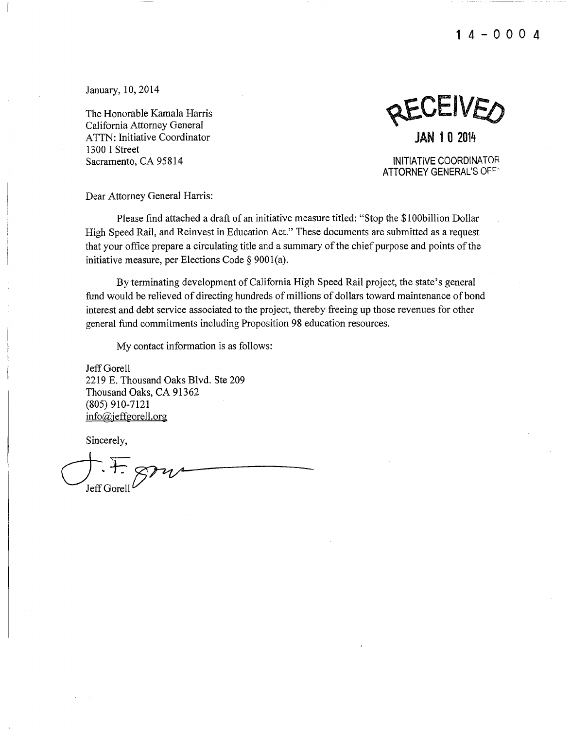14-0004

January, 10, 2014

The Honorable Kamala Harris
California Attorney General
ATTN: Initiative Coordinator
1300 I Street
Sacramento, CA 95814

RECEIVED
JAN 10 2014
INITIATIVE COORDINATOR
ATTORNEY GENERAL'S OFF

Dear Attorney General Harris:

Please find attached a draft of an initiative measure titled: "Stop the $100billion Dollar High Speed Rail, and Reinvest in Education Act." These documents are submitted as a request that your office prepare a circulating title and a summary of the chief purpose and points of the initiative measure, per Elections Code § 9001(a).

By terminating development of California High Speed Rail project, the state's general fund would be relieved of directing hundreds of millions of dollars toward maintenance of bond interest and debt service associated to the project, thereby freeing up those revenues for other general fund commitments including Proposition 98 education resources.

My contact information is as follows:

Jeff Gorell
2219 E. Thousand Oaks Blvd. Ste 209
Thousand Oaks, CA 91362
(805) 910-7121
info@jeffgorell.org

Sincerely,

Jeff Gorell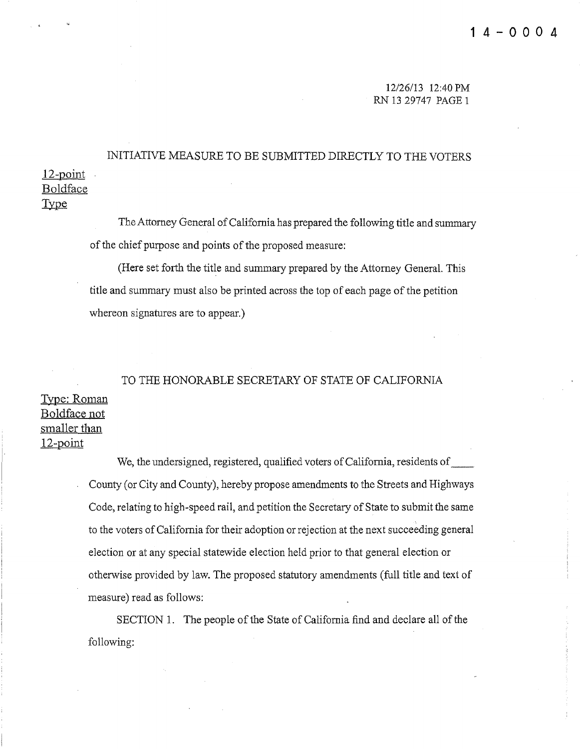14-0004

12/26/13 12:40 PM
RN 13 29747 PAGE 1

INITIATIVE MEASURE TO BE SUBMITTED DIRECTLY TO THE VOTERS

12-point Boldface Type

The Attorney General of California has prepared the following title and summary of the chief purpose and points of the proposed measure:

(Here set forth the title and summary prepared by the Attorney General. This title and summary must also be printed across the top of each page of the petition whereon signatures are to appear.)

TO THE HONORABLE SECRETARY OF STATE OF CALIFORNIA

Type: Roman Boldface not smaller than 12-point

We, the undersigned, registered, qualified voters of California, residents of ____ County (or City and County), hereby propose amendments to the Streets and Highways Code, relating to high-speed rail, and petition the Secretary of State to submit the same to the voters of California for their adoption or rejection at the next succeeding general election or at any special statewide election held prior to that general election or otherwise provided by law. The proposed statutory amendments (full title and text of measure) read as follows:

SECTION 1. The people of the State of California find and declare all of the following: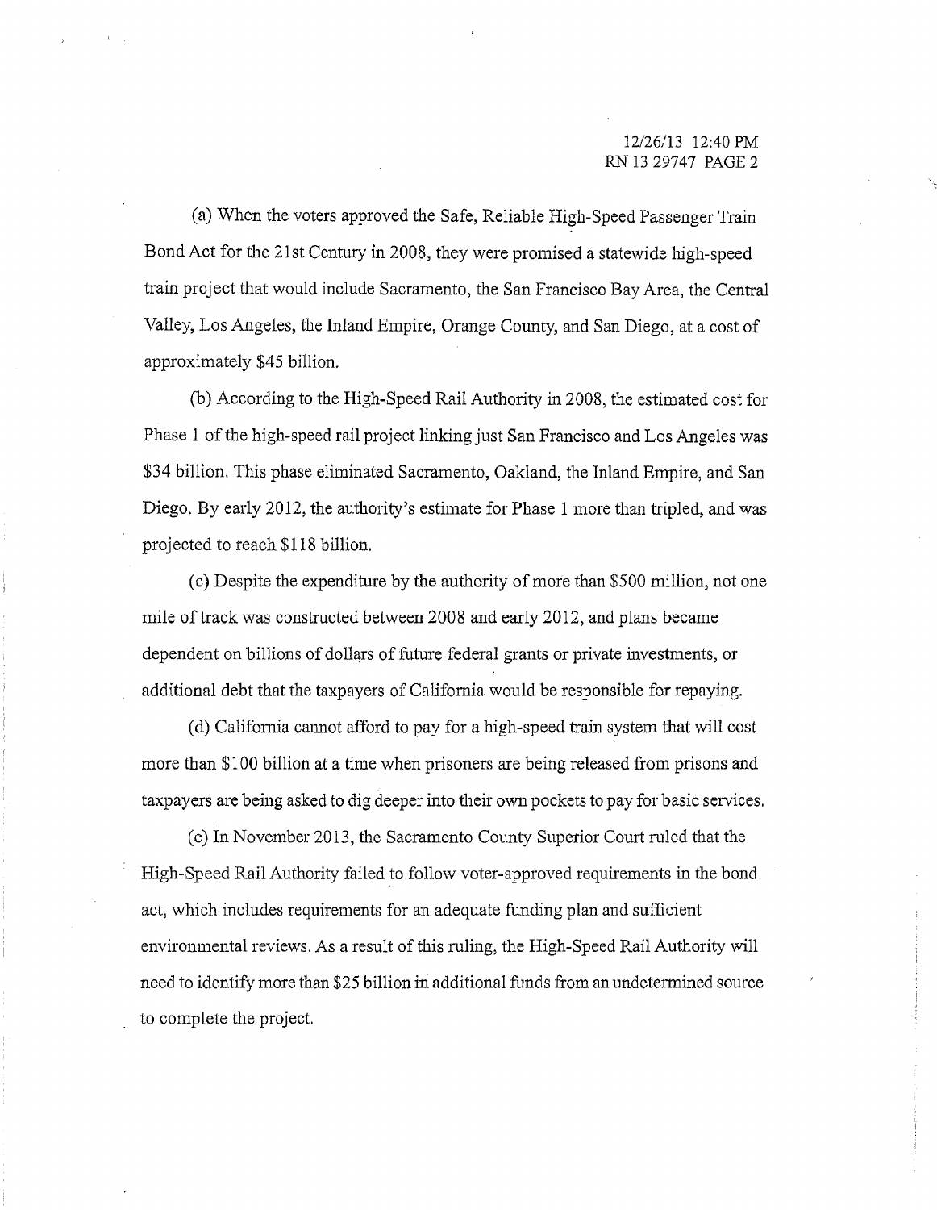(a) When the voters approved the Safe, Reliable High-Speed Passenger Train Bond Act for the 21st Century in 2008, they were promised a statewide high-speed train project that would include Sacramento, the San Francisco Bay Area, the Central Valley, Los Angeles, the Inland Empire, Orange County, and San Diego, at a cost of approximately $45 billion.

(b) According to the High-Speed Rail Authority in 2008, the estimated cost for Phase 1 of the high-speed rail project linking just San Francisco and Los Angeles was $34 billion. This phase eliminated Sacramento, Oakland, the Inland Empire, and San Diego. By early 2012, the authority's estimate for Phase 1 more than tripled, and was projected to reach $118 billion.

(c) Despite the expenditure by the authority of more than $500 million, not one mile of track was constructed between 2008 and early 2012, and plans became dependent on billions of dollars of future federal grants or private investments, or additional debt that the taxpayers of California would be responsible for repaying.

(d) California cannot afford to pay for a high-speed train system that will cost more than $100 billion at a time when prisoners are being released from prisons and taxpayers are being asked to dig deeper into their own pockets to pay for basic services.

(e) In November 2013, the Sacramento County Superior Court ruled that the High-Speed Rail Authority failed to follow voter-approved requirements in the bond act, which includes requirements for an adequate funding plan and sufficient environmental reviews. As a result of this ruling, the High-Speed Rail Authority will need to identify more than $25 billion in additional funds from an undetermined source to complete the project.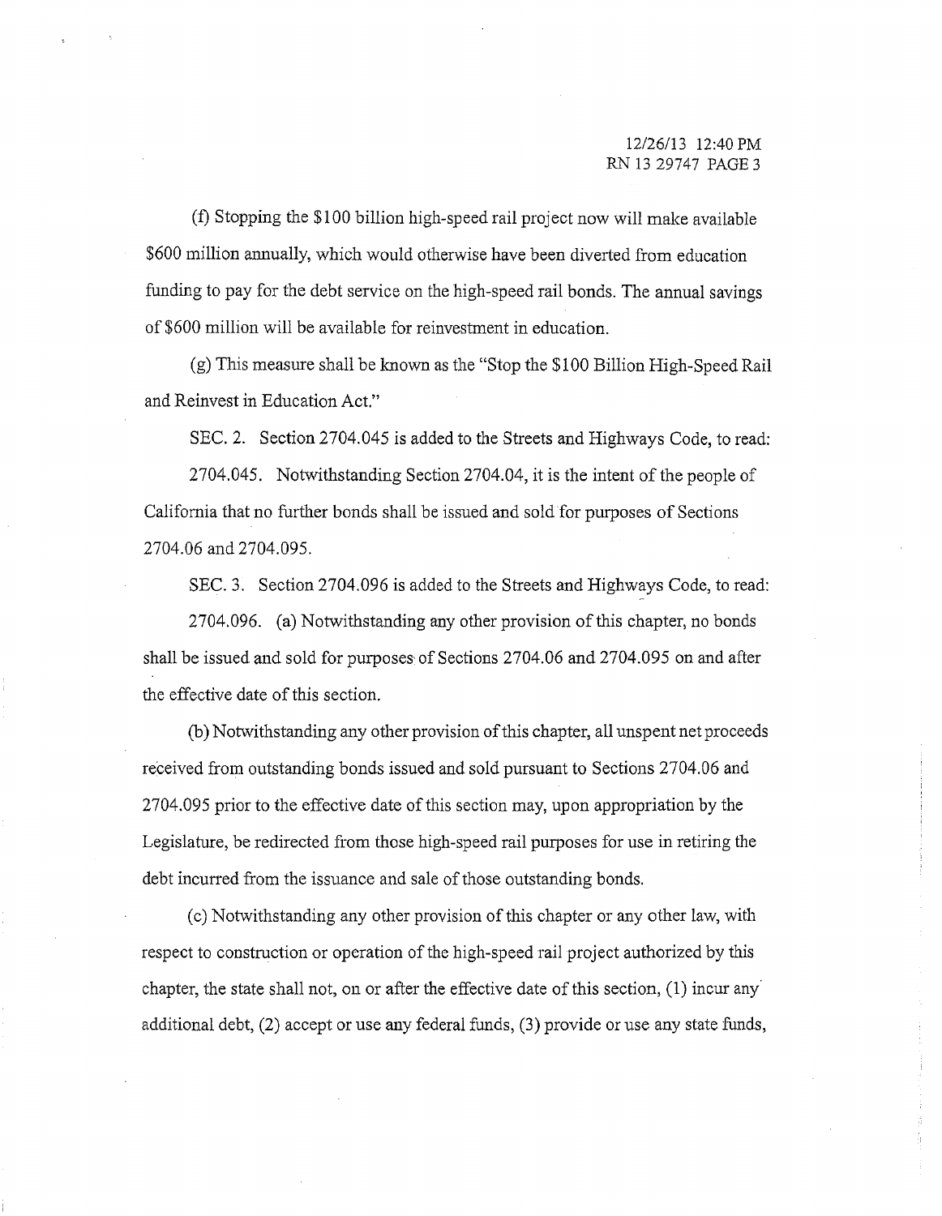(f) Stopping the $100 billion high-speed rail project now will make available $600 million annually, which would otherwise have been diverted from education funding to pay for the debt service on the high-speed rail bonds. The annual savings of $600 million will be available for reinvestment in education.

(g) This measure shall be known as the "Stop the $100 Billion High-Speed Rail and Reinvest in Education Act."

SEC. 2. Section 2704.045 is added to the Streets and Highways Code, to read:

2704.045. Notwithstanding Section 2704.04, it is the intent of the people of California that no further bonds shall be issued and sold for purposes of Sections 2704.06 and 2704.095.

SEC. 3. Section 2704.096 is added to the Streets and Highways Code, to read:

2704.096. (a) Notwithstanding any other provision of this chapter, no bonds shall be issued and sold for purposes of Sections 2704.06 and 2704.095 on and after the effective date of this section.

(b) Notwithstanding any other provision of this chapter, all unspent net proceeds received from outstanding bonds issued and sold pursuant to Sections 2704.06 and 2704.095 prior to the effective date of this section may, upon appropriation by the Legislature, be redirected from those high-speed rail purposes for use in retiring the debt incurred from the issuance and sale of those outstanding bonds.

(c) Notwithstanding any other provision of this chapter or any other law, with respect to construction or operation of the high-speed rail project authorized by this chapter, the state shall not, on or after the effective date of this section, (1) incur any additional debt, (2) accept or use any federal funds, (3) provide or use any state funds,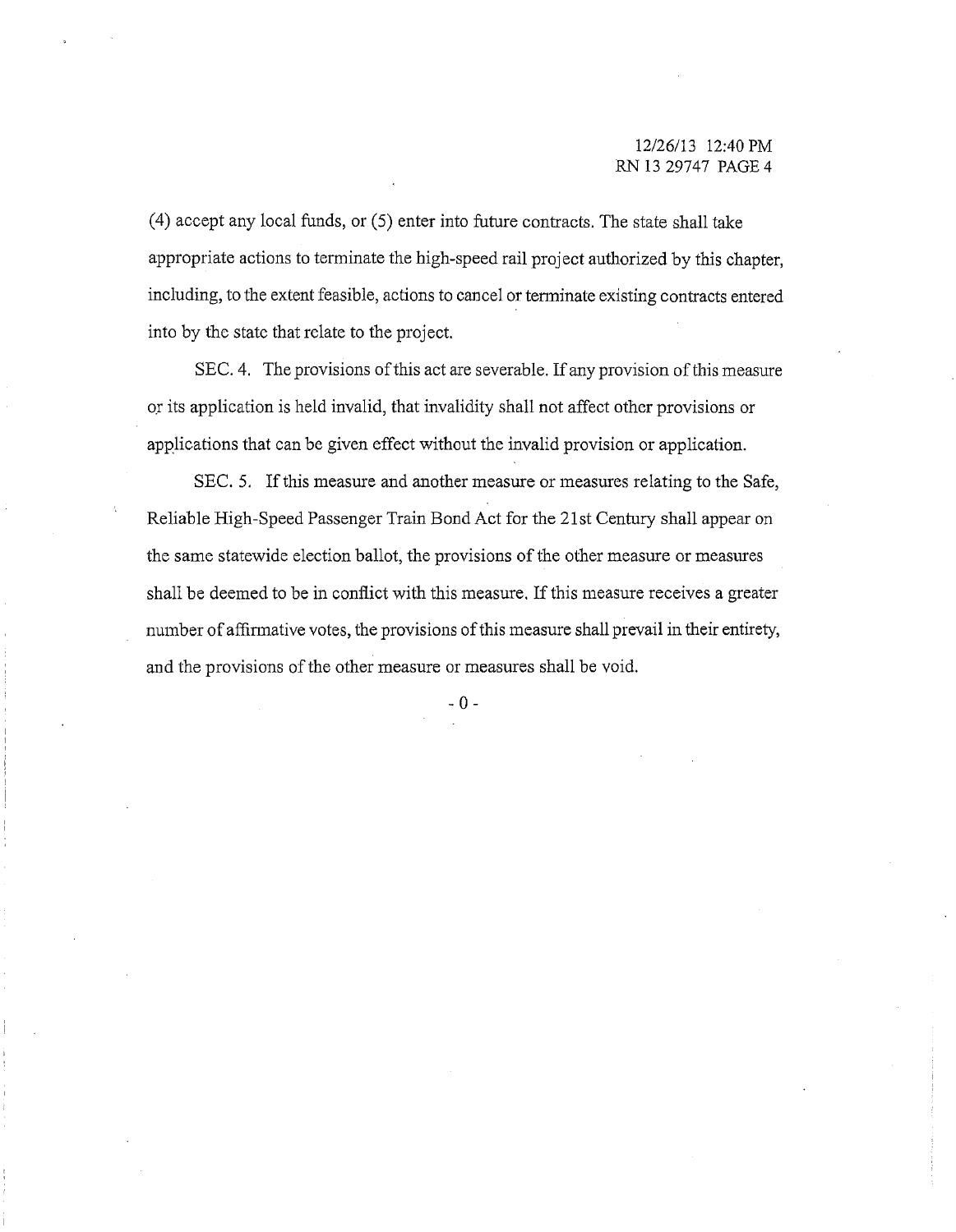(4) accept any local funds, or (5) enter into future contracts. The state shall take appropriate actions to terminate the high-speed rail project authorized by this chapter, including, to the extent feasible, actions to cancel or terminate existing contracts entered into by the state that relate to the project.

SEC. 4. The provisions of this act are severable. If any provision of this measure or its application is held invalid, that invalidity shall not affect other provisions or applications that can be given effect without the invalid provision or application.

SEC. 5. If this measure and another measure or measures relating to the Safe, Reliable High-Speed Passenger Train Bond Act for the 21st Century shall appear on the same statewide election ballot, the provisions of the other measure or measures shall be deemed to be in conflict with this measure. If this measure receives a greater number of affirmative votes, the provisions of this measure shall prevail in their entirety, and the provisions of the other measure or measures shall be void.

- 0 -